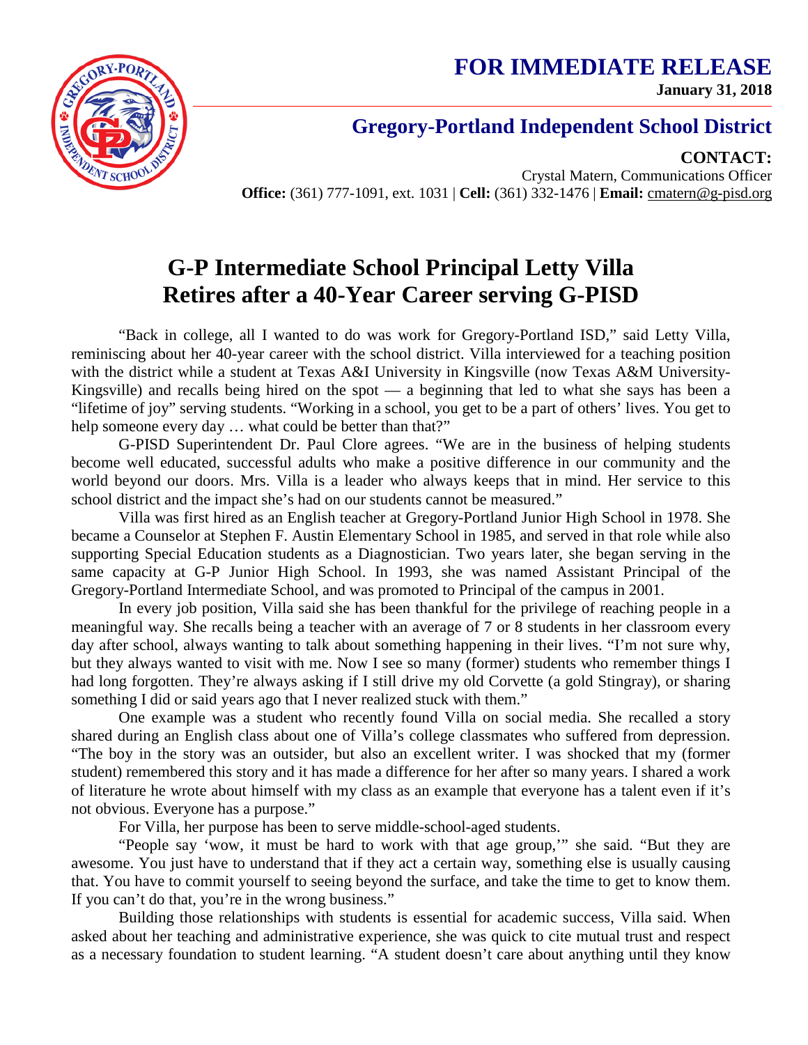# FOR IMMEDIATE RELEASE

**January 31, 2018**

## Gregory-Portland Independent School District

**CONTACT:**
Crystal Matern, Communications Officer
**Office:** (361) 777-1091, ext. 1031 | **Cell:** (361) 332-1476 | **Email:** cmatern@g-pisd.org

# G-P Intermediate School Principal Letty Villa Retires after a 40-Year Career serving G-PISD

"Back in college, all I wanted to do was work for Gregory-Portland ISD," said Letty Villa, reminiscing about her 40-year career with the school district. Villa interviewed for a teaching position with the district while a student at Texas A&I University in Kingsville (now Texas A&M University-Kingsville) and recalls being hired on the spot — a beginning that led to what she says has been a "lifetime of joy" serving students. "Working in a school, you get to be a part of others' lives. You get to help someone every day … what could be better than that?"

G-PISD Superintendent Dr. Paul Clore agrees. "We are in the business of helping students become well educated, successful adults who make a positive difference in our community and the world beyond our doors. Mrs. Villa is a leader who always keeps that in mind. Her service to this school district and the impact she's had on our students cannot be measured."

Villa was first hired as an English teacher at Gregory-Portland Junior High School in 1978. She became a Counselor at Stephen F. Austin Elementary School in 1985, and served in that role while also supporting Special Education students as a Diagnostician. Two years later, she began serving in the same capacity at G-P Junior High School. In 1993, she was named Assistant Principal of the Gregory-Portland Intermediate School, and was promoted to Principal of the campus in 2001.

In every job position, Villa said she has been thankful for the privilege of reaching people in a meaningful way. She recalls being a teacher with an average of 7 or 8 students in her classroom every day after school, always wanting to talk about something happening in their lives. "I'm not sure why, but they always wanted to visit with me. Now I see so many (former) students who remember things I had long forgotten. They're always asking if I still drive my old Corvette (a gold Stingray), or sharing something I did or said years ago that I never realized stuck with them."

One example was a student who recently found Villa on social media. She recalled a story shared during an English class about one of Villa's college classmates who suffered from depression. "The boy in the story was an outsider, but also an excellent writer. I was shocked that my (former student) remembered this story and it has made a difference for her after so many years. I shared a work of literature he wrote about himself with my class as an example that everyone has a talent even if it's not obvious. Everyone has a purpose."

For Villa, her purpose has been to serve middle-school-aged students.

"People say 'wow, it must be hard to work with that age group,'" she said. "But they are awesome. You just have to understand that if they act a certain way, something else is usually causing that. You have to commit yourself to seeing beyond the surface, and take the time to get to know them. If you can't do that, you're in the wrong business."

Building those relationships with students is essential for academic success, Villa said. When asked about her teaching and administrative experience, she was quick to cite mutual trust and respect as a necessary foundation to student learning. "A student doesn't care about anything until they know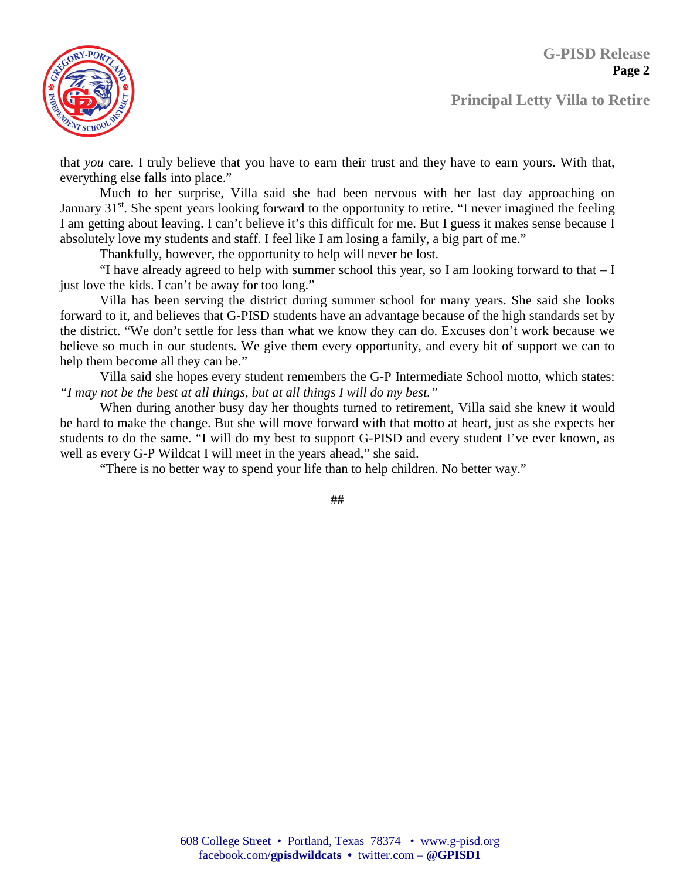that *you* care. I truly believe that you have to earn their trust and they have to earn yours. With that, everything else falls into place."

Much to her surprise, Villa said she had been nervous with her last day approaching on January 31st. She spent years looking forward to the opportunity to retire. "I never imagined the feeling I am getting about leaving. I can't believe it's this difficult for me. But I guess it makes sense because I absolutely love my students and staff. I feel like I am losing a family, a big part of me."

Thankfully, however, the opportunity to help will never be lost.

"I have already agreed to help with summer school this year, so I am looking forward to that – I just love the kids. I can't be away for too long."

Villa has been serving the district during summer school for many years. She said she looks forward to it, and believes that G-PISD students have an advantage because of the high standards set by the district. "We don't settle for less than what we know they can do. Excuses don't work because we believe so much in our students. We give them every opportunity, and every bit of support we can to help them become all they can be."

Villa said she hopes every student remembers the G-P Intermediate School motto, which states: *"I may not be the best at all things, but at all things I will do my best."*

When during another busy day her thoughts turned to retirement, Villa said she knew it would be hard to make the change. But she will move forward with that motto at heart, just as she expects her students to do the same. "I will do my best to support G-PISD and every student I've ever known, as well as every G-P Wildcat I will meet in the years ahead," she said.

"There is no better way to spend your life than to help children. No better way."

##

608 College Street • Portland, Texas 78374 • www.g-pisd.org
facebook.com/**gpisdwildcats** • twitter.com – **@GPISD1**